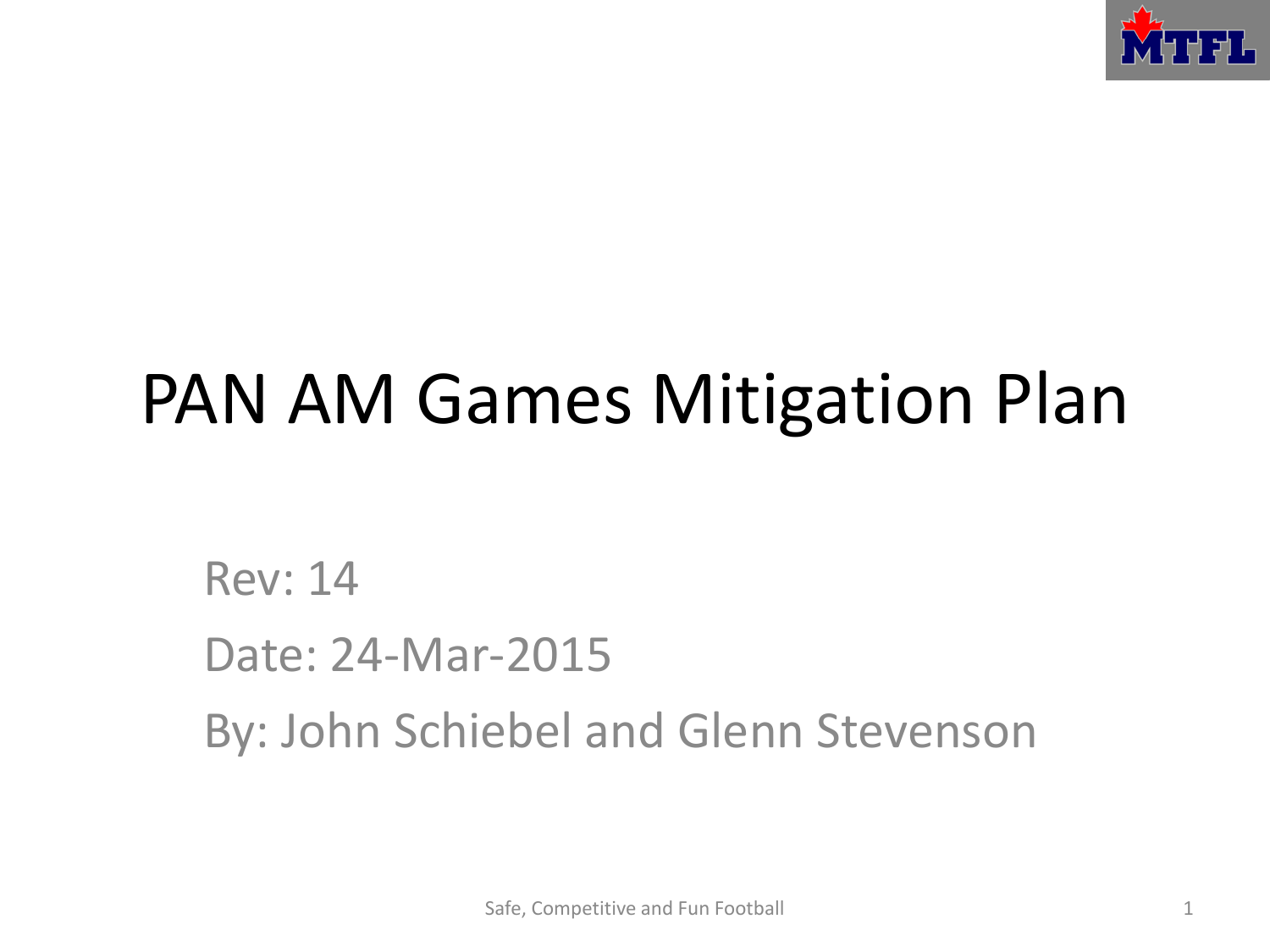# PAN AM Games Mitigation Plan

Rev: 14

Date: 24-Mar-2015

By: John Schiebel and Glenn Stevenson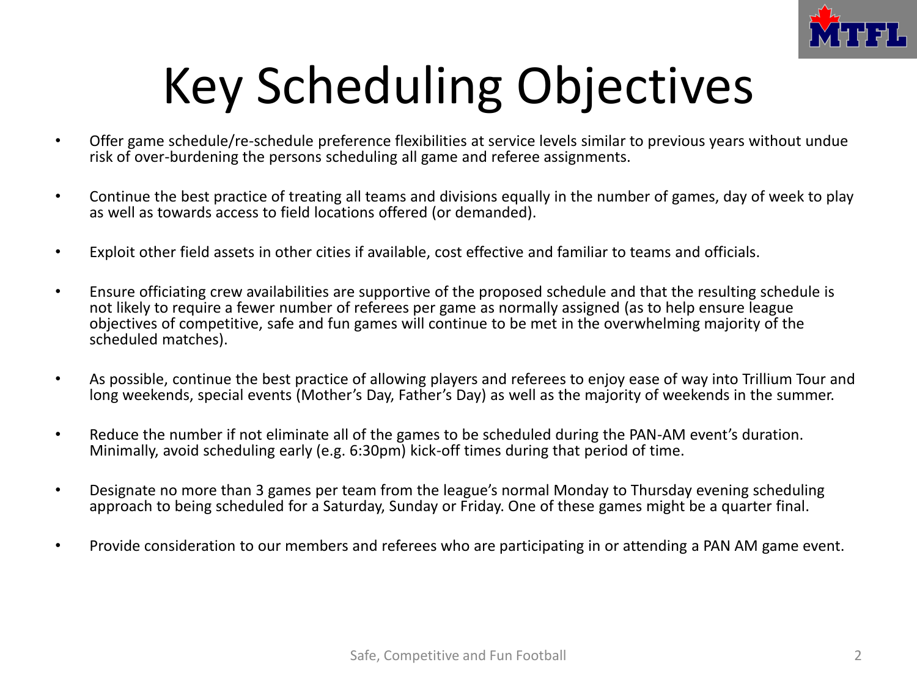# Key Scheduling Objectives

- Offer game schedule/re-schedule preference flexibilities at service levels similar to previous years without undue risk of over-burdening the persons scheduling all game and referee assignments.
- Continue the best practice of treating all teams and divisions equally in the number of games, day of week to play as well as towards access to field locations offered (or demanded).
- Exploit other field assets in other cities if available, cost effective and familiar to teams and officials.
- Ensure officiating crew availabilities are supportive of the proposed schedule and that the resulting schedule is not likely to require a fewer number of referees per game as normally assigned (as to help ensure league objectives of competitive, safe and fun games will continue to be met in the overwhelming majority of the scheduled matches).
- As possible, continue the best practice of allowing players and referees to enjoy ease of way into Trillium Tour and long weekends, special events (Mother's Day, Father's Day) as well as the majority of weekends in the summer.
- Reduce the number if not eliminate all of the games to be scheduled during the PAN-AM event's duration. Minimally, avoid scheduling early (e.g. 6:30pm) kick-off times during that period of time.
- Designate no more than 3 games per team from the league's normal Monday to Thursday evening scheduling approach to being scheduled for a Saturday, Sunday or Friday. One of these games might be a quarter final.
- Provide consideration to our members and referees who are participating in or attending a PAN AM game event.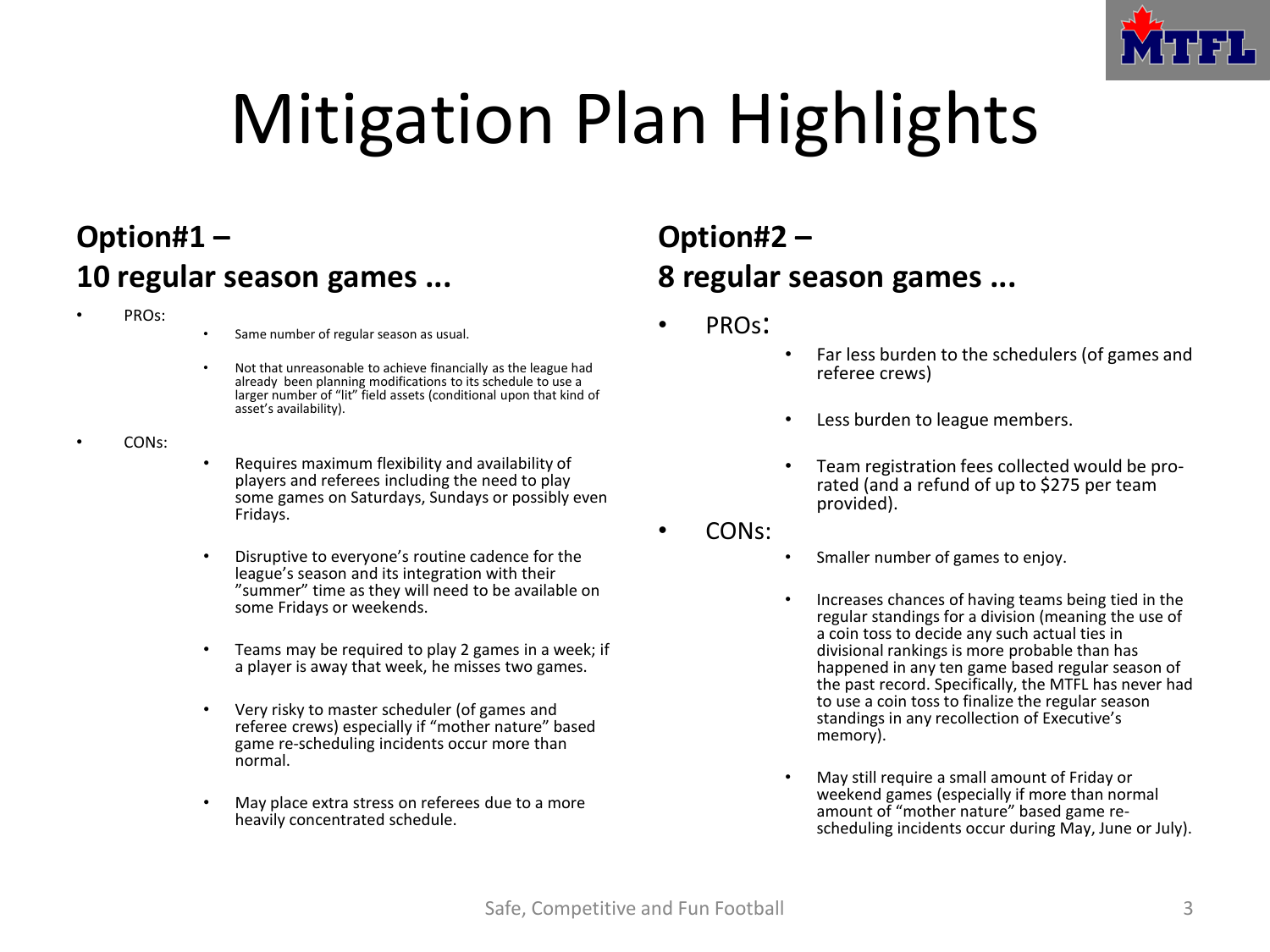# Mitigation Plan Highlights

## Option#1 – 10 regular season games ...

- PROs:
  - Same number of regular season as usual.
  - Not that unreasonable to achieve financially as the league had already been planning modifications to its schedule to use a larger number of "lit" field assets (conditional upon that kind of asset's availability).
- CONs:
  - Requires maximum flexibility and availability of players and referees including the need to play some games on Saturdays, Sundays or possibly even Fridays.
  - Disruptive to everyone's routine cadence for the league's season and its integration with their "summer" time as they will need to be available on some Fridays or weekends.
  - Teams may be required to play 2 games in a week; if a player is away that week, he misses two games.
  - Very risky to master scheduler (of games and referee crews) especially if "mother nature" based game re-scheduling incidents occur more than normal.
  - May place extra stress on referees due to a more heavily concentrated schedule.

## Option#2 – 8 regular season games ...

- PROs:
  - Far less burden to the schedulers (of games and referee crews)
  - Less burden to league members.
  - Team registration fees collected would be pro-rated (and a refund of up to $275 per team provided).
- CONs:
  - Smaller number of games to enjoy.
  - Increases chances of having teams being tied in the regular standings for a division (meaning the use of a coin toss to decide any such actual ties in divisional rankings is more probable than has happened in any ten game based regular season of the past record. Specifically, the MTFL has never had to use a coin toss to finalize the regular season standings in any recollection of Executive's memory).
  - May still require a small amount of Friday or weekend games (especially if more than normal amount of "mother nature" based game re-scheduling incidents occur during May, June or July).

Safe, Competitive and Fun Football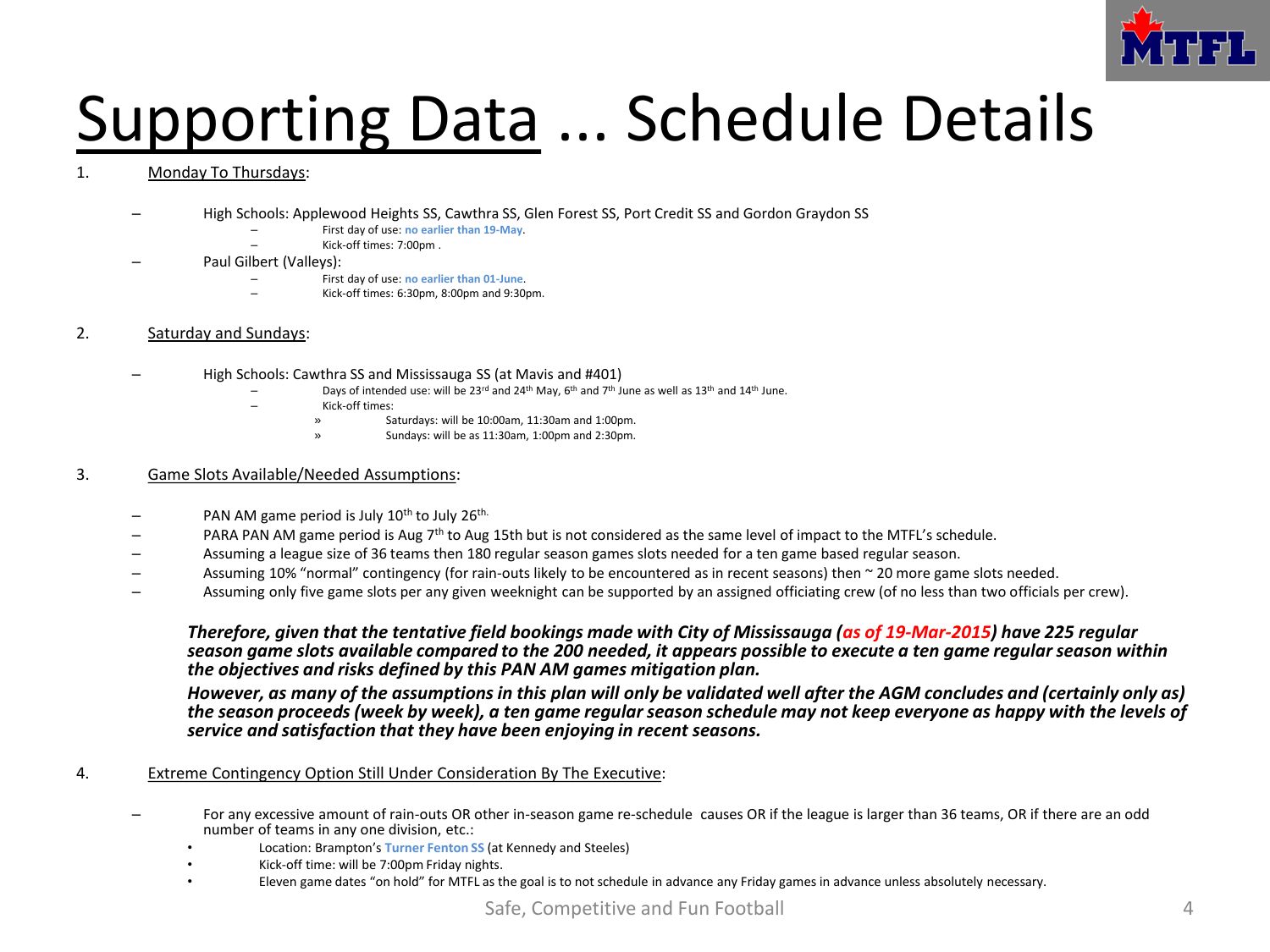# Supporting Data ... Schedule Details

1. Monday To Thursdays:

   - High Schools: Applewood Heights SS, Cawthra SS, Glen Forest SS, Port Credit SS and Gordon Graydon SS
     - First day of use: **no earlier than 19-May**.
     - Kick-off times: 7:00pm .
   - Paul Gilbert (Valleys):
     - First day of use: **no earlier than 01-June**.
     - Kick-off times: 6:30pm, 8:00pm and 9:30pm.

2. Saturday and Sundays:

   - High Schools: Cawthra SS and Mississauga SS (at Mavis and #401)
     - Days of intended use: will be 23rd and 24th May, 6th and 7th June as well as 13th and 14th June.
     - Kick-off times:
       - Saturdays: will be 10:00am, 11:30am and 1:00pm.
       - Sundays: will be as 11:30am, 1:00pm and 2:30pm.

3. Game Slots Available/Needed Assumptions:

   - PAN AM game period is July 10th to July 26th.
   - PARA PAN AM game period is Aug 7th to Aug 15th but is not considered as the same level of impact to the MTFL's schedule.
   - Assuming a league size of 36 teams then 180 regular season games slots needed for a ten game based regular season.
   - Assuming 10% "normal" contingency (for rain-outs likely to be encountered as in recent seasons) then ~ 20 more game slots needed.
   - Assuming only five game slots per any given weeknight can be supported by an assigned officiating crew (of no less than two officials per crew).

   ***Therefore, given that the tentative field bookings made with City of Mississauga (as of 19-Mar-2015) have 225 regular season game slots available compared to the 200 needed, it appears possible to execute a ten game regular season within the objectives and risks defined by this PAN AM games mitigation plan.***

   ***However, as many of the assumptions in this plan will only be validated well after the AGM concludes and (certainly only as) the season proceeds (week by week), a ten game regular season schedule may not keep everyone as happy with the levels of service and satisfaction that they have been enjoying in recent seasons.***

4. Extreme Contingency Option Still Under Consideration By The Executive:

   - For any excessive amount of rain-outs OR other in-season game re-schedule causes OR if the league is larger than 36 teams, OR if there are an odd number of teams in any one division, etc.:
     - Location: Brampton's **Turner Fenton SS** (at Kennedy and Steeles)
     - Kick-off time: will be 7:00pm Friday nights.
     - Eleven game dates "on hold" for MTFL as the goal is to not schedule in advance any Friday games in advance unless absolutely necessary.

Safe, Competitive and Fun Football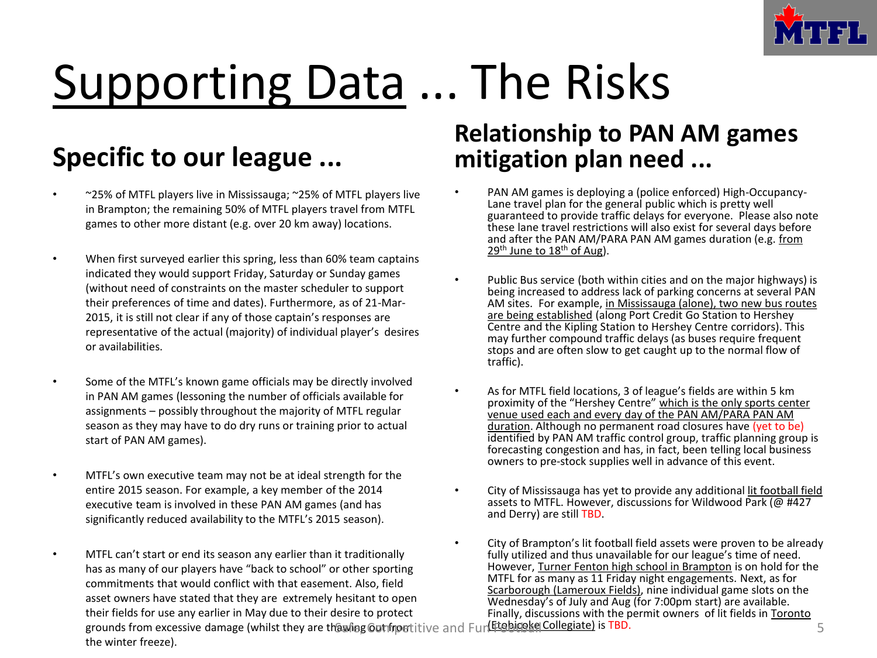# Supporting Data ... The Risks

## Specific to our league ...

- ~25% of MTFL players live in Mississauga; ~25% of MTFL players live in Brampton; the remaining 50% of MTFL players travel from MTFL games to other more distant (e.g. over 20 km away) locations.

- When first surveyed earlier this spring, less than 60% team captains indicated they would support Friday, Saturday or Sunday games (without need of constraints on the master scheduler to support their preferences of time and dates). Furthermore, as of 21-Mar-2015, it is still not clear if any of those captain's responses are representative of the actual (majority) of individual player's desires or availabilities.

- Some of the MTFL's known game officials may be directly involved in PAN AM games (lessoning the number of officials available for assignments – possibly throughout the majority of MTFL regular season as they may have to do dry runs or training prior to actual start of PAN AM games).

- MTFL's own executive team may not be at ideal strength for the entire 2015 season. For example, a key member of the 2014 executive team is involved in these PAN AM games (and has significantly reduced availability to the MTFL's 2015 season).

- MTFL can't start or end its season any earlier than it traditionally has as many of our players have "back to school" or other sporting commitments that would conflict with that easement. Also, field asset owners have stated that they are extremely hesitant to open their fields for use any earlier in May due to their desire to protect grounds from excessive damage (whilst they are thawing out from the winter freeze).

## Relationship to PAN AM games mitigation plan need ...

- PAN AM games is deploying a (police enforced) High-Occupancy-Lane travel plan for the general public which is pretty well guaranteed to provide traffic delays for everyone. Please also note these lane travel restrictions will also exist for several days before and after the PAN AM/PARA PAN AM games duration (e.g. from 29th June to 18th of Aug).

- Public Bus service (both within cities and on the major highways) is being increased to address lack of parking concerns at several PAN AM sites. For example, in Mississauga (alone), two new bus routes are being established (along Port Credit Go Station to Hershey Centre and the Kipling Station to Hershey Centre corridors). This may further compound traffic delays (as buses require frequent stops and are often slow to get caught up to the normal flow of traffic).

- As for MTFL field locations, 3 of league's fields are within 5 km proximity of the "Hershey Centre" which is the only sports center venue used each and every day of the PAN AM/PARA PAN AM duration. Although no permanent road closures have (yet to be) identified by PAN AM traffic control group, traffic planning group is forecasting congestion and has, in fact, been telling local business owners to pre-stock supplies well in advance of this event.

- City of Mississauga has yet to provide any additional lit football field assets to MTFL. However, discussions for Wildwood Park (@ #427 and Derry) are still TBD.

- City of Brampton's lit football field assets were proven to be already fully utilized and thus unavailable for our league's time of need. However, Turner Fenton high school in Brampton is on hold for the MTFL for as many as 11 Friday night engagements. Next, as for Scarborough (Lameroux Fields), nine individual game slots on the Wednesday's of July and Aug (for 7:00pm start) are available. Finally, discussions with the permit owners of lit fields in Toronto (Etobicoke Collegiate) is TBD.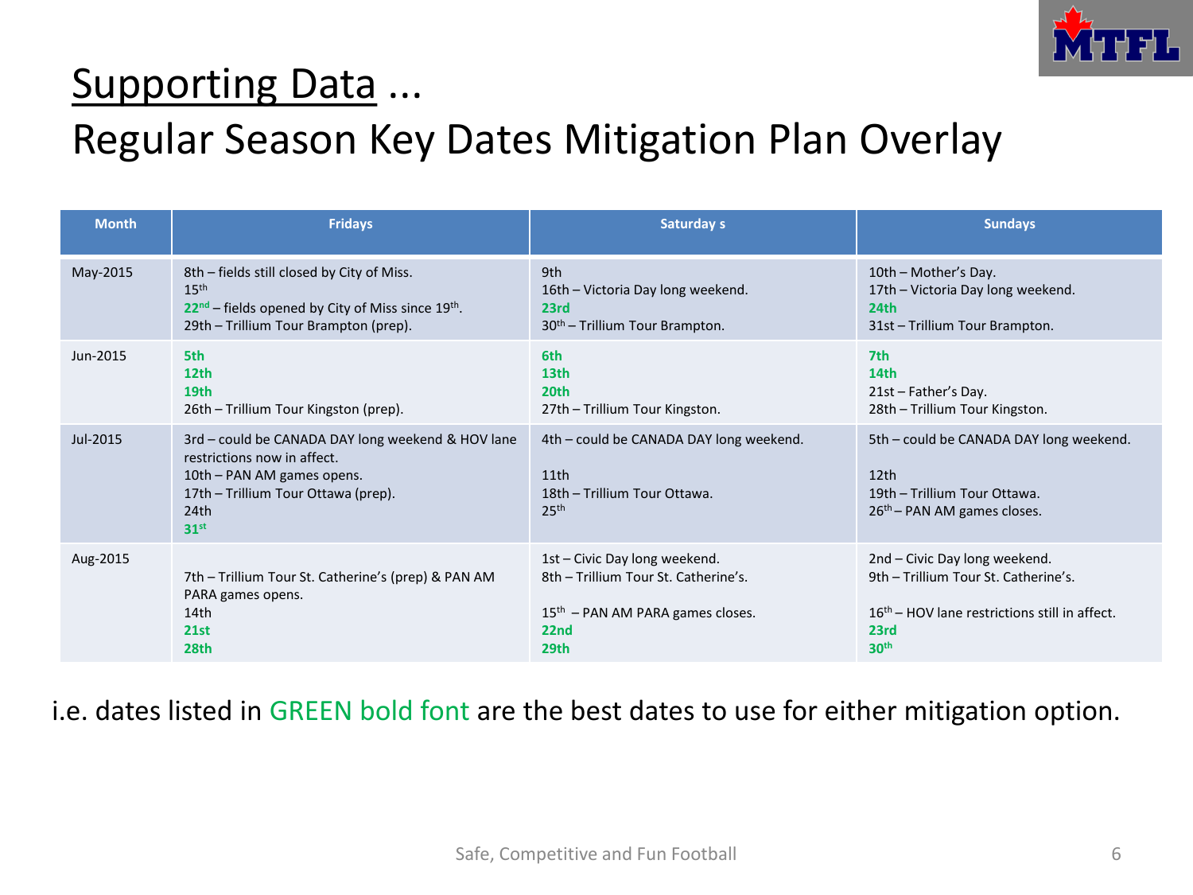# Supporting Data ...

## Regular Season Key Dates Mitigation Plan Overlay

| Month | Fridays | Saturday s | Sundays |
|---|---|---|---|
| May-2015 | 8th – fields still closed by City of Miss.<br>15th<br>**22nd** – fields opened by City of Miss since 19th.<br>29th – Trillium Tour Brampton (prep). | 9th<br>16th – Victoria Day long weekend.<br>**23rd**<br>30th – Trillium Tour Brampton. | 10th – Mother's Day.<br>17th – Victoria Day long weekend.<br>**24th**<br>31st – Trillium Tour Brampton. |
| Jun-2015 | **5th**<br>**12th**<br>**19th**<br>26th – Trillium Tour Kingston (prep). | **6th**<br>**13th**<br>**20th**<br>27th – Trillium Tour Kingston. | **7th**<br>**14th**<br>21st – Father's Day.<br>28th – Trillium Tour Kingston. |
| Jul-2015 | 3rd – could be CANADA DAY long weekend & HOV lane restrictions now in affect.<br>10th – PAN AM games opens.<br>17th – Trillium Tour Ottawa (prep).<br>24th<br>**31st** | 4th – could be CANADA DAY long weekend.<br><br>11th<br>18th – Trillium Tour Ottawa.<br>25th | 5th – could be CANADA DAY long weekend.<br><br>12th<br>19th – Trillium Tour Ottawa.<br>26th – PAN AM games closes. |
| Aug-2015 | <br>7th – Trillium Tour St. Catherine's (prep) & PAN AM PARA games opens.<br>14th<br>**21st**<br>**28th** | 1st – Civic Day long weekend.<br>8th – Trillium Tour St. Catherine's.<br><br>15th – PAN AM PARA games closes.<br>**22nd**<br>**29th** | 2nd – Civic Day long weekend.<br>9th – Trillium Tour St. Catherine's.<br><br>16th – HOV lane restrictions still in affect.<br>**23rd**<br>**30th** |

i.e. dates listed in **GREEN bold font** are the best dates to use for either mitigation option.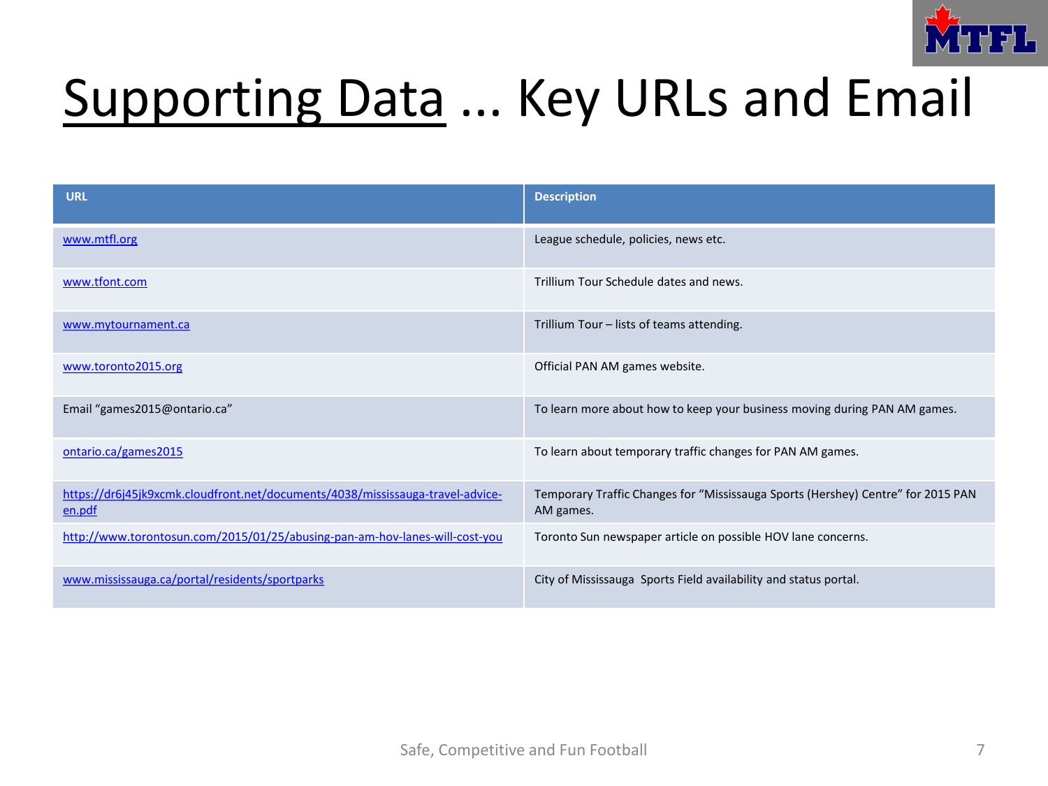# Supporting Data ... Key URLs and Email

| URL | Description |
| --- | --- |
| www.mtfl.org | League schedule, policies, news etc. |
| www.tfont.com | Trillium Tour Schedule dates and news. |
| www.mytournament.ca | Trillium Tour – lists of teams attending. |
| www.toronto2015.org | Official PAN AM games website. |
| Email "games2015@ontario.ca" | To learn more about how to keep your business moving during PAN AM games. |
| ontario.ca/games2015 | To learn about temporary traffic changes for PAN AM games. |
| https://dr6j45jk9xcmk.cloudfront.net/documents/4038/mississauga-travel-advice-en.pdf | Temporary Traffic Changes for "Mississauga Sports (Hershey) Centre" for 2015 PAN AM games. |
| http://www.torontosun.com/2015/01/25/abusing-pan-am-hov-lanes-will-cost-you | Toronto Sun newspaper article on possible HOV lane concerns. |
| www.mississauga.ca/portal/residents/sportparks | City of Mississauga Sports Field availability and status portal. |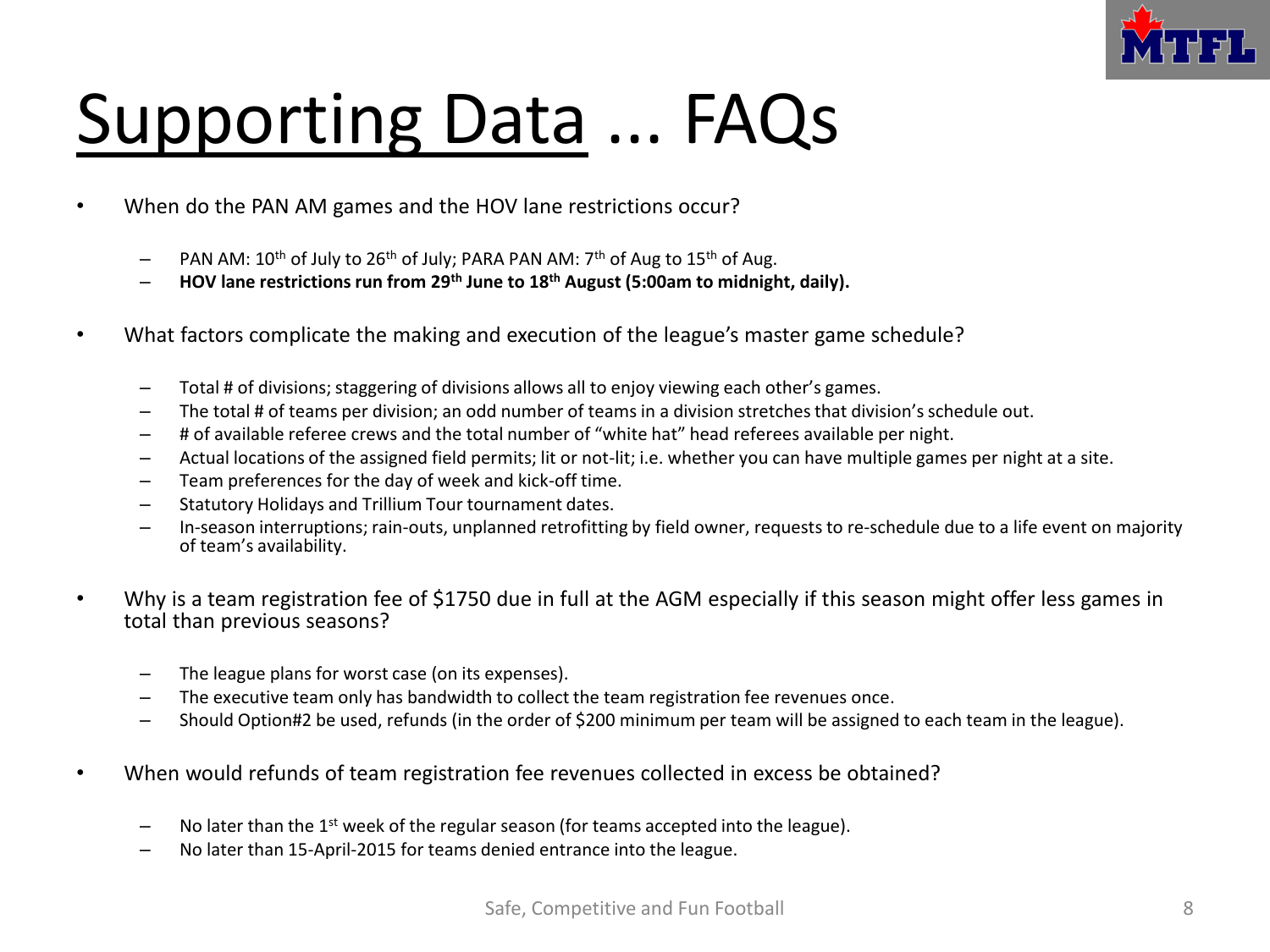# Supporting Data ... FAQs

- When do the PAN AM games and the HOV lane restrictions occur?
  - PAN AM: 10th of July to 26th of July; PARA PAN AM: 7th of Aug to 15th of Aug.
  - **HOV lane restrictions run from 29th June to 18th August (5:00am to midnight, daily).**

- What factors complicate the making and execution of the league's master game schedule?
  - Total # of divisions; staggering of divisions allows all to enjoy viewing each other's games.
  - The total # of teams per division; an odd number of teams in a division stretches that division's schedule out.
  - # of available referee crews and the total number of "white hat" head referees available per night.
  - Actual locations of the assigned field permits; lit or not-lit; i.e. whether you can have multiple games per night at a site.
  - Team preferences for the day of week and kick-off time.
  - Statutory Holidays and Trillium Tour tournament dates.
  - In-season interruptions; rain-outs, unplanned retrofitting by field owner, requests to re-schedule due to a life event on majority of team's availability.

- Why is a team registration fee of $1750 due in full at the AGM especially if this season might offer less games in total than previous seasons?
  - The league plans for worst case (on its expenses).
  - The executive team only has bandwidth to collect the team registration fee revenues once.
  - Should Option#2 be used, refunds (in the order of $200 minimum per team will be assigned to each team in the league).

- When would refunds of team registration fee revenues collected in excess be obtained?
  - No later than the 1st week of the regular season (for teams accepted into the league).
  - No later than 15-April-2015 for teams denied entrance into the league.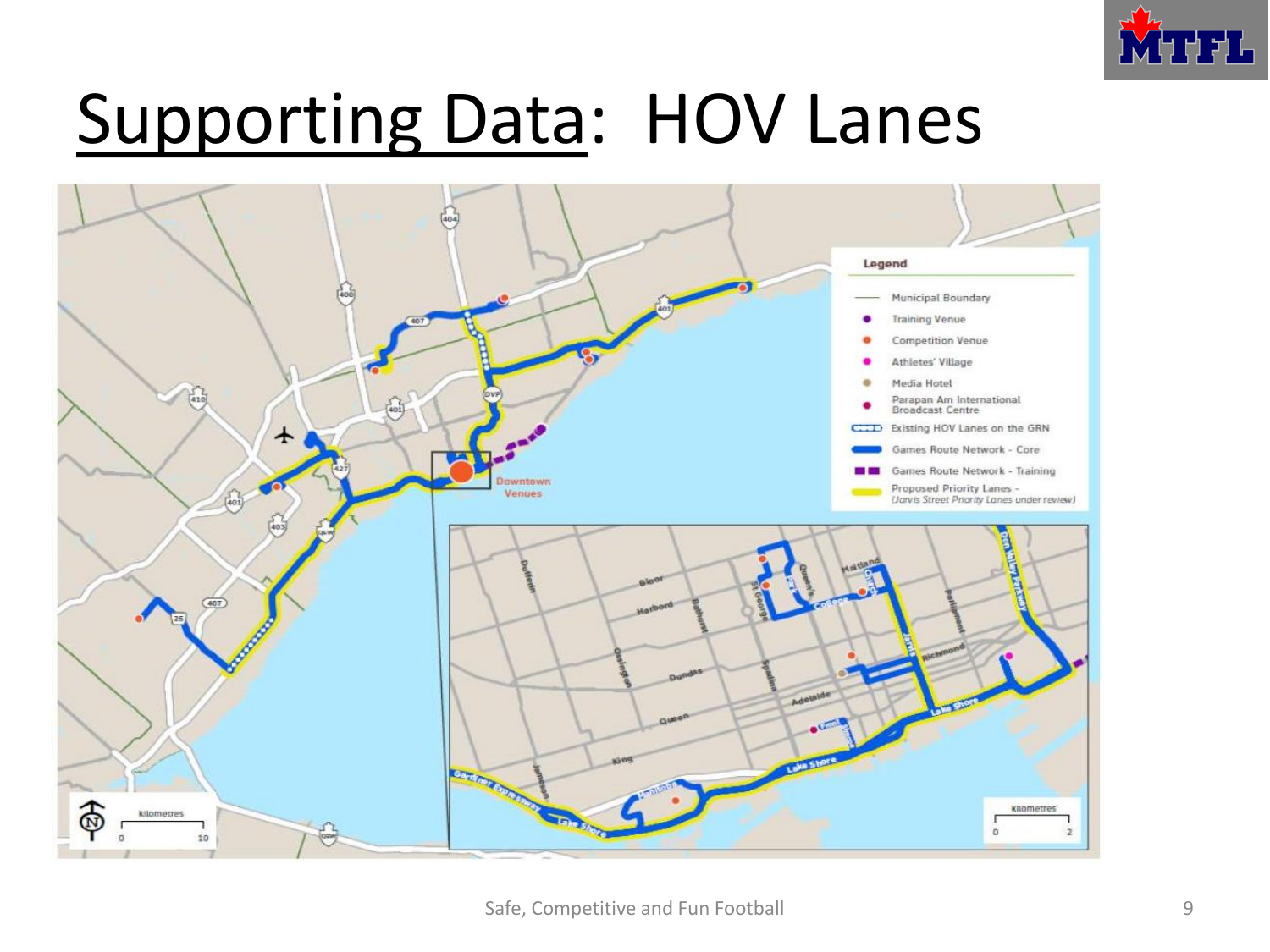# Supporting Data: HOV Lanes

**Legend**

- Municipal Boundary
- Training Venue
- Competition Venue
- Athletes' Village
- Media Hotel
- Parapan Am International Broadcast Centre
- Existing HOV Lanes on the GRN
- Games Route Network - Core
- Games Route Network - Training
- Proposed Priority Lanes - *(Jarvis Street Priority Lanes under review)*

Downtown Venues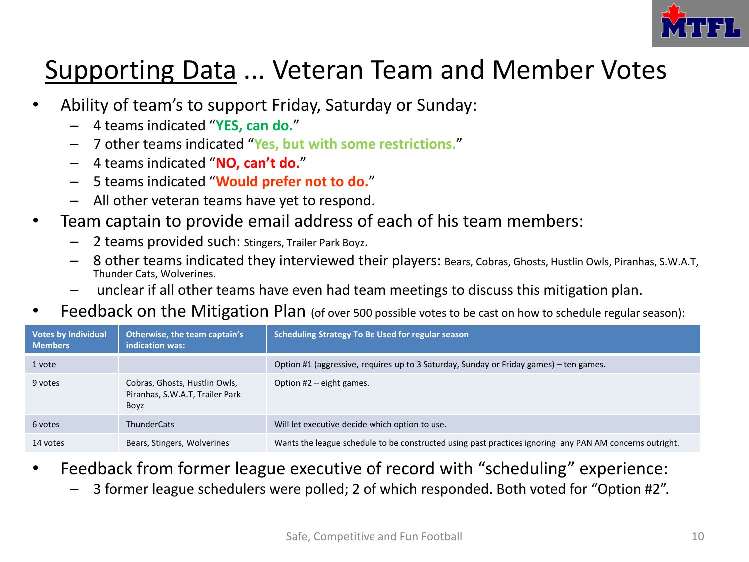# Supporting Data ... Veteran Team and Member Votes

- Ability of team's to support Friday, Saturday or Sunday:
  - 4 teams indicated "**YES, can do.**"
  - 7 other teams indicated "**Yes, but with some restrictions.**"
  - 4 teams indicated "**NO, can't do.**"
  - 5 teams indicated "**Would prefer not to do.**"
  - All other veteran teams have yet to respond.
- Team captain to provide email address of each of his team members:
  - 2 teams provided such: Stingers, Trailer Park Boyz.
  - 8 other teams indicated they interviewed their players: Bears, Cobras, Ghosts, Hustlin Owls, Piranhas, S.W.A.T, Thunder Cats, Wolverines.
  - unclear if all other teams have even had team meetings to discuss this mitigation plan.
- Feedback on the Mitigation Plan (of over 500 possible votes to be cast on how to schedule regular season):

| Votes by Individual Members | Otherwise, the team captain's indication was: | Scheduling Strategy To Be Used for regular season |
|---|---|---|
| 1 vote | | Option #1 (aggressive, requires up to 3 Saturday, Sunday or Friday games) – ten games. |
| 9 votes | Cobras, Ghosts, Hustlin Owls, Piranhas, S.W.A.T, Trailer Park Boyz | Option #2 – eight games. |
| 6 votes | ThunderCats | Will let executive decide which option to use. |
| 14 votes | Bears, Stingers, Wolverines | Wants the league schedule to be constructed using past practices ignoring any PAN AM concerns outright. |

- Feedback from former league executive of record with "scheduling" experience:
  - 3 former league schedulers were polled; 2 of which responded. Both voted for "Option #2".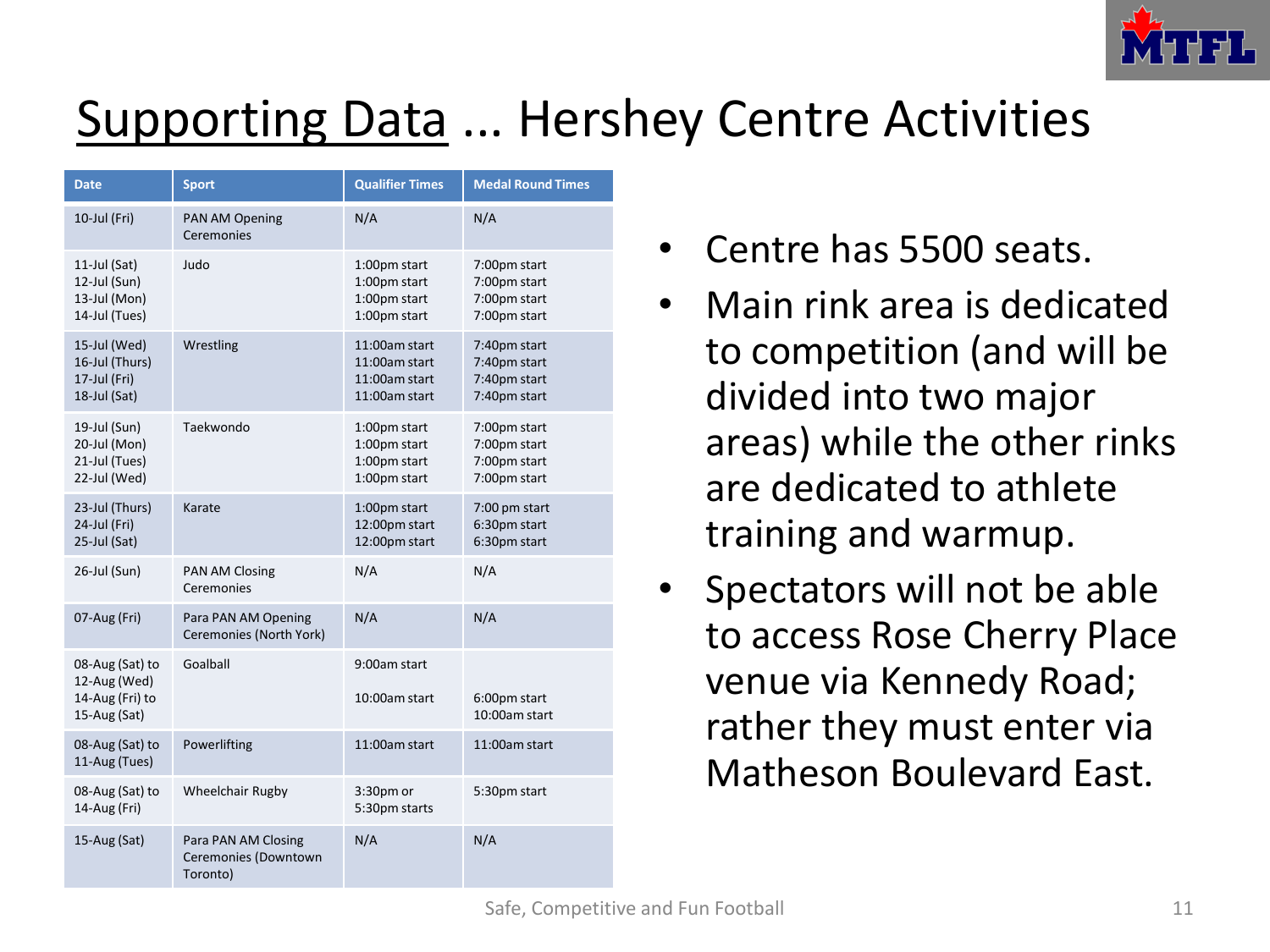# Supporting Data ... Hershey Centre Activities

| Date | Sport | Qualifier Times | Medal Round Times |
|---|---|---|---|
| 10-Jul (Fri) | PAN AM Opening Ceremonies | N/A | N/A |
| 11-Jul (Sat)<br>12-Jul (Sun)<br>13-Jul (Mon)<br>14-Jul (Tues) | Judo | 1:00pm start<br>1:00pm start<br>1:00pm start<br>1:00pm start | 7:00pm start<br>7:00pm start<br>7:00pm start<br>7:00pm start |
| 15-Jul (Wed)<br>16-Jul (Thurs)<br>17-Jul (Fri)<br>18-Jul (Sat) | Wrestling | 11:00am start<br>11:00am start<br>11:00am start<br>11:00am start | 7:40pm start<br>7:40pm start<br>7:40pm start<br>7:40pm start |
| 19-Jul (Sun)<br>20-Jul (Mon)<br>21-Jul (Tues)<br>22-Jul (Wed) | Taekwondo | 1:00pm start<br>1:00pm start<br>1:00pm start<br>1:00pm start | 7:00pm start<br>7:00pm start<br>7:00pm start<br>7:00pm start |
| 23-Jul (Thurs)<br>24-Jul (Fri)<br>25-Jul (Sat) | Karate | 1:00pm start<br>12:00pm start<br>12:00pm start | 7:00 pm start<br>6:30pm start<br>6:30pm start |
| 26-Jul (Sun) | PAN AM Closing Ceremonies | N/A | N/A |
| 07-Aug (Fri) | Para PAN AM Opening Ceremonies (North York) | N/A | N/A |
| 08-Aug (Sat) to 12-Aug (Wed)<br>14-Aug (Fri) to 15-Aug (Sat) | Goalball | 9:00am start<br><br>10:00am start | <br><br>6:00pm start<br>10:00am start |
| 08-Aug (Sat) to 11-Aug (Tues) | Powerlifting | 11:00am start | 11:00am start |
| 08-Aug (Sat) to 14-Aug (Fri) | Wheelchair Rugby | 3:30pm or 5:30pm starts | 5:30pm start |
| 15-Aug (Sat) | Para PAN AM Closing Ceremonies (Downtown Toronto) | N/A | N/A |

- Centre has 5500 seats.
- Main rink area is dedicated to competition (and will be divided into two major areas) while the other rinks are dedicated to athlete training and warmup.
- Spectators will not be able to access Rose Cherry Place venue via Kennedy Road; rather they must enter via Matheson Boulevard East.